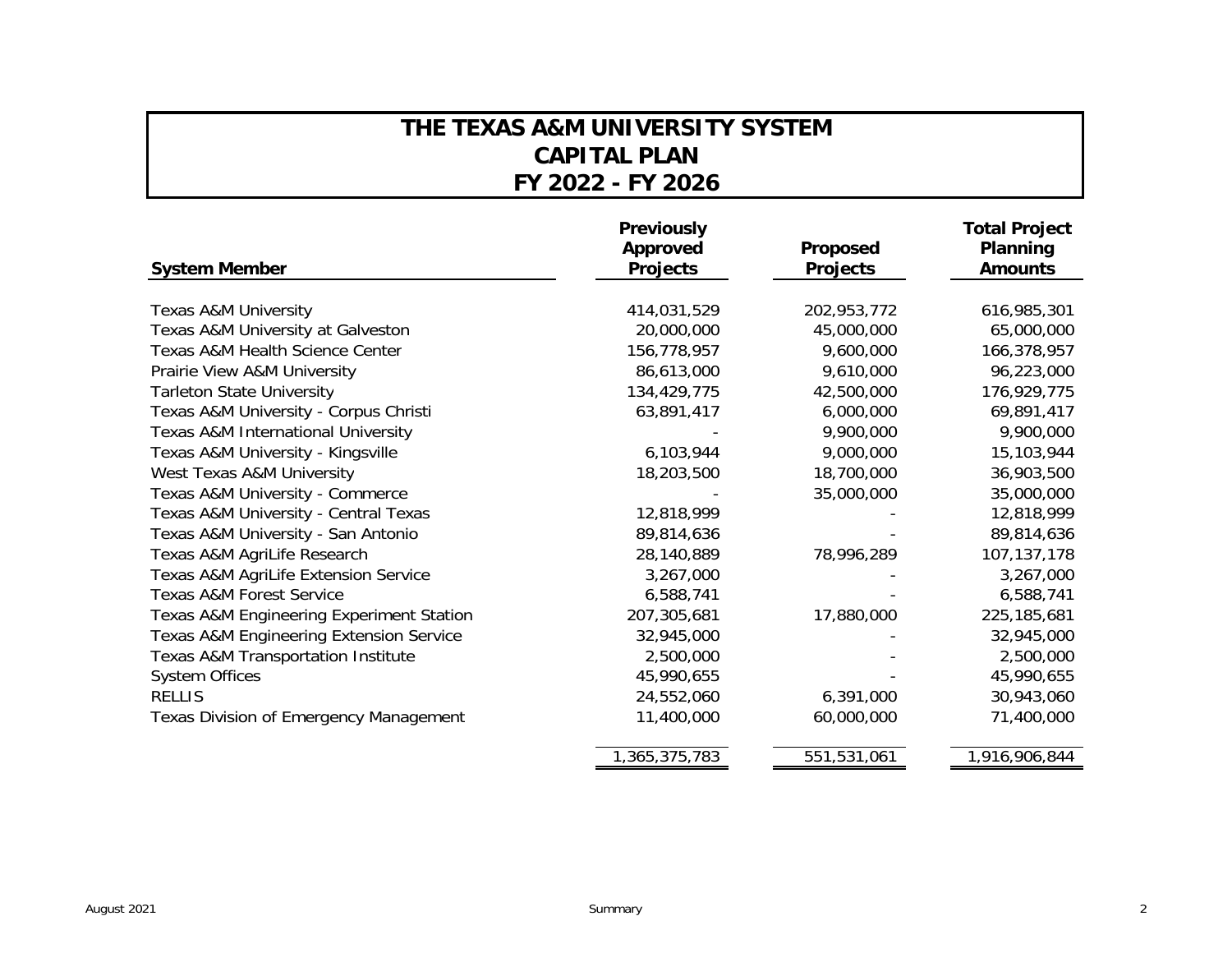# THE TEXAS A&M UNIVERSITY SYSTEM
# CAPITAL PLAN
# FY 2022 - FY 2026

| System Member | Previously Approved Projects | Proposed Projects | Total Project Planning Amounts |
|---|---:|---:|---:|
| Texas A&M University | 414,031,529 | 202,953,772 | 616,985,301 |
| Texas A&M University at Galveston | 20,000,000 | 45,000,000 | 65,000,000 |
| Texas A&M Health Science Center | 156,778,957 | 9,600,000 | 166,378,957 |
| Prairie View A&M University | 86,613,000 | 9,610,000 | 96,223,000 |
| Tarleton State University | 134,429,775 | 42,500,000 | 176,929,775 |
| Texas A&M University - Corpus Christi | 63,891,417 | 6,000,000 | 69,891,417 |
| Texas A&M International University | - | 9,900,000 | 9,900,000 |
| Texas A&M University - Kingsville | 6,103,944 | 9,000,000 | 15,103,944 |
| West Texas A&M University | 18,203,500 | 18,700,000 | 36,903,500 |
| Texas A&M University - Commerce | - | 35,000,000 | 35,000,000 |
| Texas A&M University - Central Texas | 12,818,999 | - | 12,818,999 |
| Texas A&M University - San Antonio | 89,814,636 | - | 89,814,636 |
| Texas A&M AgriLife Research | 28,140,889 | 78,996,289 | 107,137,178 |
| Texas A&M AgriLife Extension Service | 3,267,000 | - | 3,267,000 |
| Texas A&M Forest Service | 6,588,741 | - | 6,588,741 |
| Texas A&M Engineering Experiment Station | 207,305,681 | 17,880,000 | 225,185,681 |
| Texas A&M Engineering Extension Service | 32,945,000 | - | 32,945,000 |
| Texas A&M Transportation Institute | 2,500,000 | - | 2,500,000 |
| System Offices | 45,990,655 | - | 45,990,655 |
| RELLIS | 24,552,060 | 6,391,000 | 30,943,060 |
| Texas Division of Emergency Management | 11,400,000 | 60,000,000 | 71,400,000 |
| | 1,365,375,783 | 551,531,061 | 1,916,906,844 |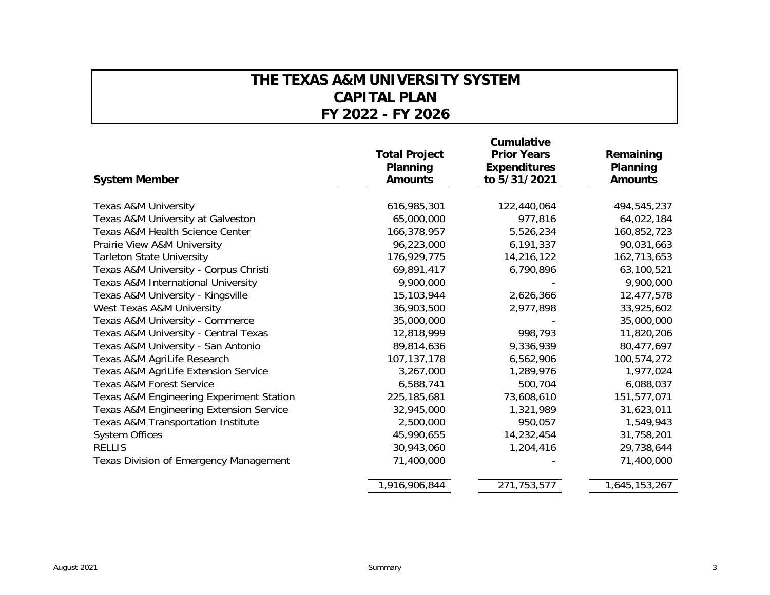# THE TEXAS A&M UNIVERSITY SYSTEM
# CAPITAL PLAN
# FY 2022 - FY 2026

| System Member | Total Project Planning Amounts | Cumulative Prior Years Expenditures to 5/31/2021 | Remaining Planning Amounts |
|---|---|---|---|
| Texas A&M University | 616,985,301 | 122,440,064 | 494,545,237 |
| Texas A&M University at Galveston | 65,000,000 | 977,816 | 64,022,184 |
| Texas A&M Health Science Center | 166,378,957 | 5,526,234 | 160,852,723 |
| Prairie View A&M University | 96,223,000 | 6,191,337 | 90,031,663 |
| Tarleton State University | 176,929,775 | 14,216,122 | 162,713,653 |
| Texas A&M University - Corpus Christi | 69,891,417 | 6,790,896 | 63,100,521 |
| Texas A&M International University | 9,900,000 | - | 9,900,000 |
| Texas A&M University - Kingsville | 15,103,944 | 2,626,366 | 12,477,578 |
| West Texas A&M University | 36,903,500 | 2,977,898 | 33,925,602 |
| Texas A&M University - Commerce | 35,000,000 | - | 35,000,000 |
| Texas A&M University - Central Texas | 12,818,999 | 998,793 | 11,820,206 |
| Texas A&M University - San Antonio | 89,814,636 | 9,336,939 | 80,477,697 |
| Texas A&M AgriLife Research | 107,137,178 | 6,562,906 | 100,574,272 |
| Texas A&M AgriLife Extension Service | 3,267,000 | 1,289,976 | 1,977,024 |
| Texas A&M Forest Service | 6,588,741 | 500,704 | 6,088,037 |
| Texas A&M Engineering Experiment Station | 225,185,681 | 73,608,610 | 151,577,071 |
| Texas A&M Engineering Extension Service | 32,945,000 | 1,321,989 | 31,623,011 |
| Texas A&M Transportation Institute | 2,500,000 | 950,057 | 1,549,943 |
| System Offices | 45,990,655 | 14,232,454 | 31,758,201 |
| RELLIS | 30,943,060 | 1,204,416 | 29,738,644 |
| Texas Division of Emergency Management | 71,400,000 | - | 71,400,000 |
| | 1,916,906,844 | 271,753,577 | 1,645,153,267 |

August 2021 Summary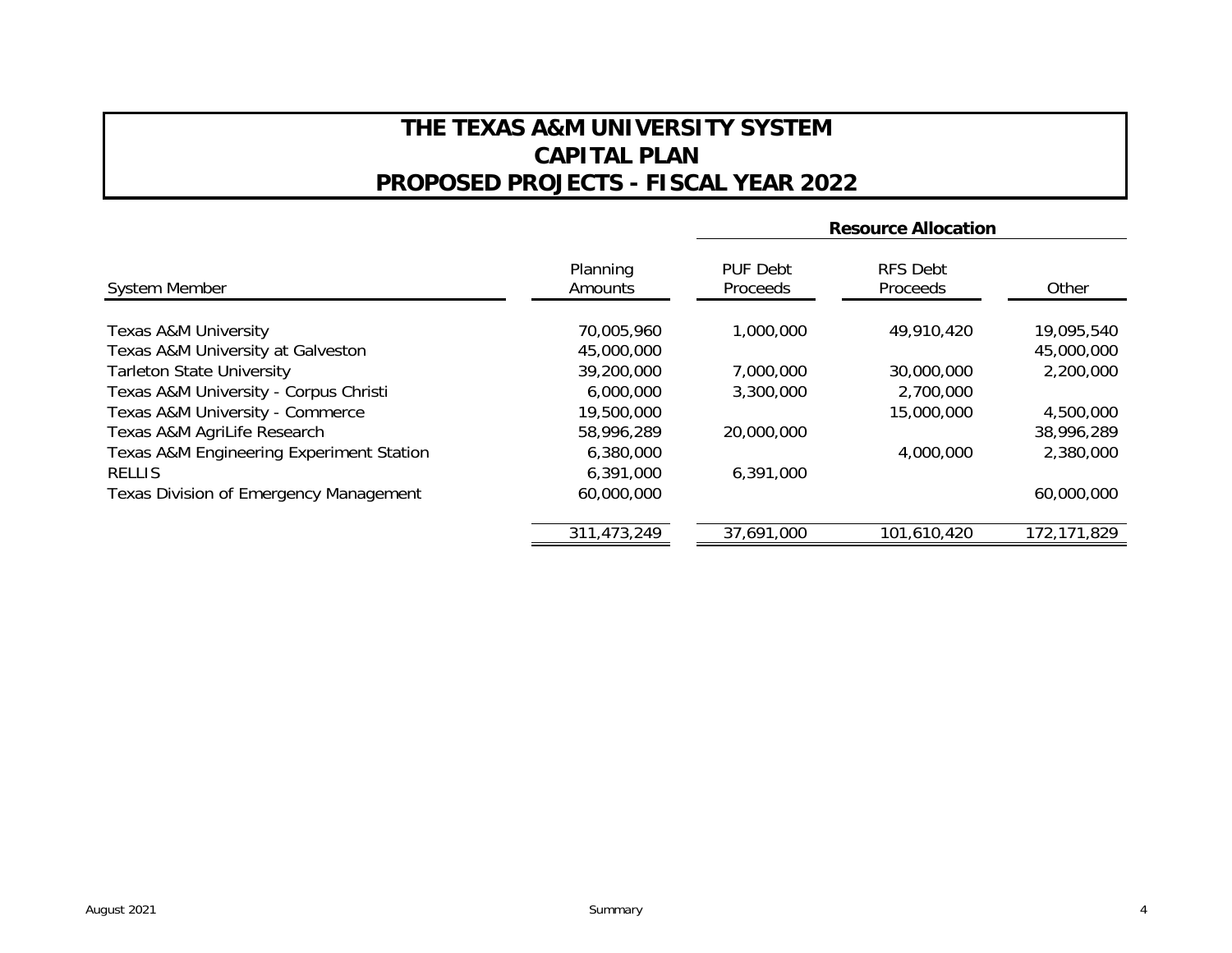# THE TEXAS A&M UNIVERSITY SYSTEM
# CAPITAL PLAN
# PROPOSED PROJECTS - FISCAL YEAR 2022

| | | Resource Allocation | | |
|---|---|---|---|---|
| System Member | Planning Amounts | PUF Debt Proceeds | RFS Debt Proceeds | Other |
| Texas A&M University | 70,005,960 | 1,000,000 | 49,910,420 | 19,095,540 |
| Texas A&M University at Galveston | 45,000,000 | | | 45,000,000 |
| Tarleton State University | 39,200,000 | 7,000,000 | 30,000,000 | 2,200,000 |
| Texas A&M University - Corpus Christi | 6,000,000 | 3,300,000 | 2,700,000 | |
| Texas A&M University - Commerce | 19,500,000 | | 15,000,000 | 4,500,000 |
| Texas A&M AgriLife Research | 58,996,289 | 20,000,000 | | 38,996,289 |
| Texas A&M Engineering Experiment Station | 6,380,000 | | 4,000,000 | 2,380,000 |
| RELLIS | 6,391,000 | 6,391,000 | | |
| Texas Division of Emergency Management | 60,000,000 | | | 60,000,000 |
| | 311,473,249 | 37,691,000 | 101,610,420 | 172,171,829 |

August 2021 Summary